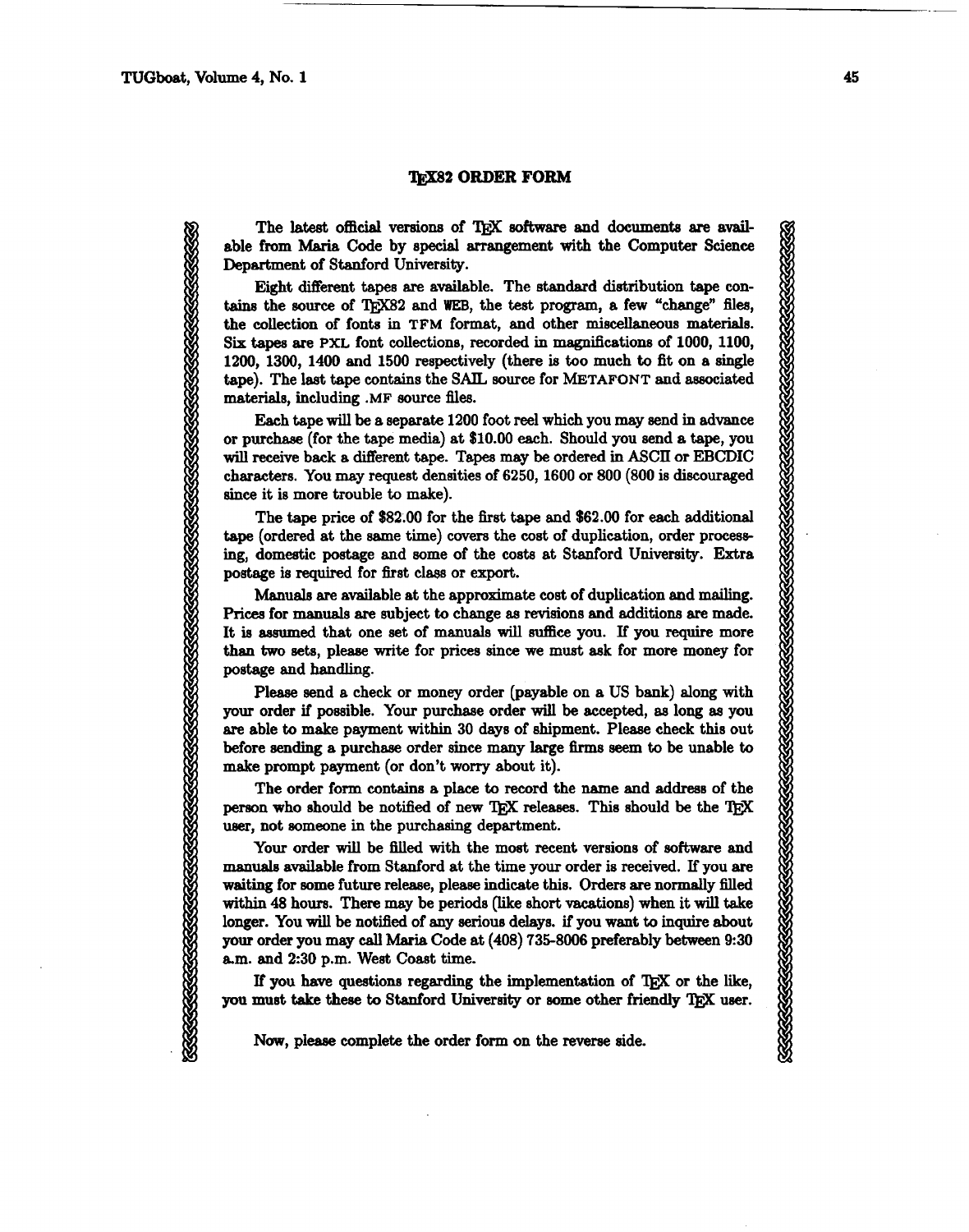# TEX82 ORDER FORM

The latest official versions of TEX software and documents are available from Maria Code by special arrangement with the Computer Science Department of Stanford University.

Eight different tapes are available. The standard distribution tape contains the source of TEX82 and WEB, the test program, a few "change" files, the collection of fonts in TFM format, and other miscellaneous materials. Six tapes are PXL font collections, recorded in magnifications of 1000, 1100, 1200, 1300, 1400 and 1500 respectively (there is too much to fit on a single tape). The last tape contains the SAIL source for METAFONT and associated materials, including .MF source files.

Each tape will be a separate 1200 foot reel which you may send in advance or purchase (for the tape media) at $10.00 each. Should you send a tape, you will receive back a different tape. Tapes may be ordered in ASCII or EBCDIC characters. You may request densities of 6250, 1600 or 800 (800 is discouraged since it is more trouble to make).

The tape price of $82.00 for the first tape and $62.00 for each additional tape (ordered at the same time) covers the cost of duplication, order processing, domestic postage and some of the costs at Stanford University. Extra postage is required for first class or export.

Manuals are available at the approximate cost of duplication and mailing. Prices for manuals are subject to change as revisions and additions are made. It is assumed that one set of manuals will suffice you. If you require more than two sets, please write for prices since we must ask for more money for postage and handling.

Please send a check or money order (payable on a US bank) along with your order if possible. Your purchase order will be accepted, as long as you are able to make payment within 30 days of shipment. Please check this out before sending a purchase order since many large firms seem to be unable to make prompt payment (or don't worry about it).

The order form contains a place to record the name and address of the person who should be notified of new TEX releases. This should be the TEX user, not someone in the purchasing department.

Your order will be filled with the most recent versions of software and manuals available from Stanford at the time your order is received. If you are waiting for some future release, please indicate this. Orders are normally filled within 48 hours. There may be periods (like short vacations) when it will take longer. You will be notified of any serious delays. if you want to inquire about your order you may call Maria Code at (408) 735-8006 preferably between 9:30 a.m. and 2:30 p.m. West Coast time.

If you have questions regarding the implementation of TEX or the like, you must take these to Stanford University or some other friendly TEX user.

Now, please complete the order form on the reverse side.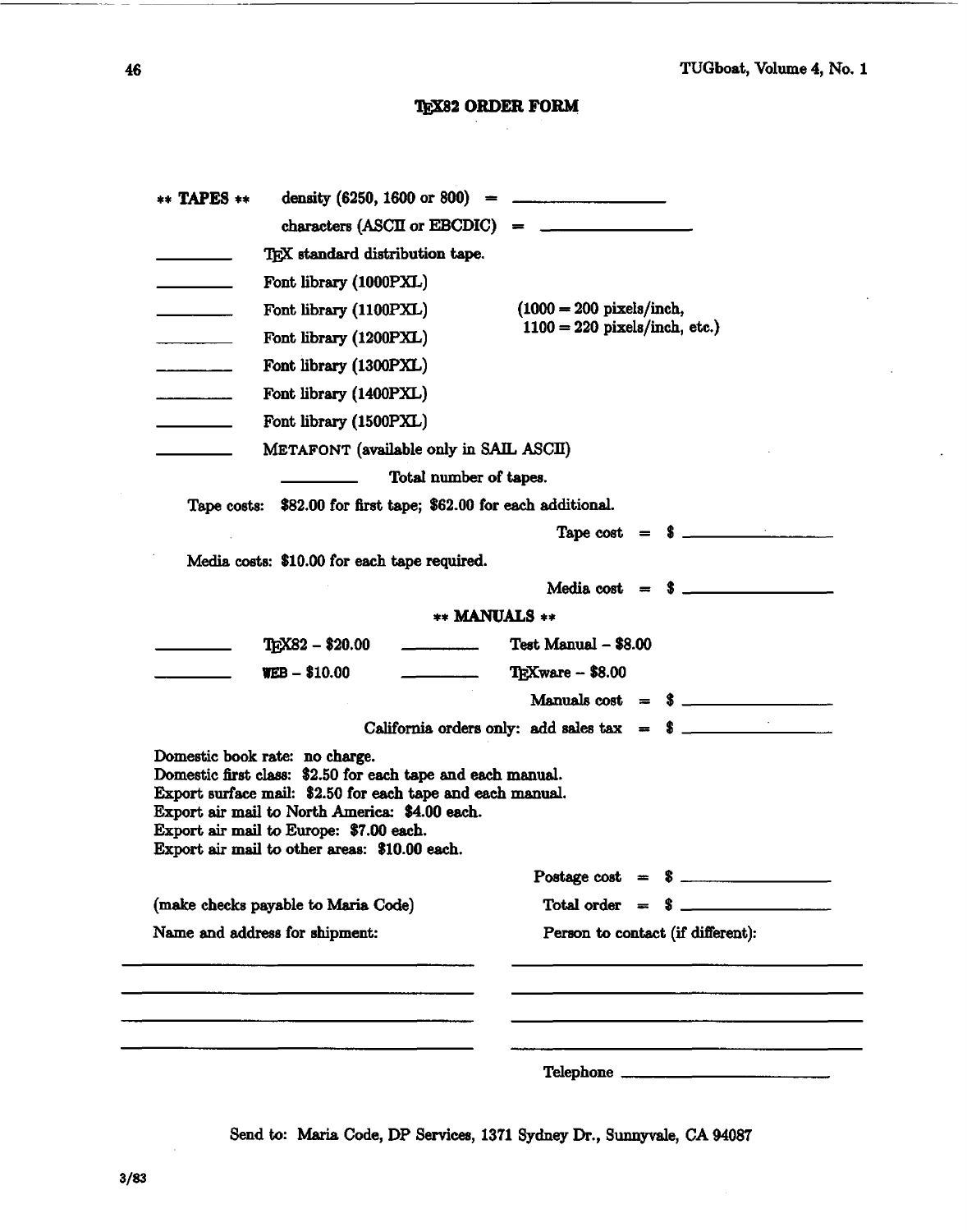# TeX82 ORDER FORM

\*\* **TAPES** \*\* density (6250, 1600 or 800) = \_\_\_\_\_\_\_\_\_\_\_\_

characters (ASCII or EBCDIC) = \_\_\_\_\_\_\_\_\_\_\_\_

\_\_\_\_\_\_\_\_ TeX standard distribution tape.

\_\_\_\_\_\_\_\_ Font library (1000PXL)

\_\_\_\_\_\_\_\_ Font library (1100PXL) (1000 = 200 pixels/inch, 1100 = 220 pixels/inch, etc.)

\_\_\_\_\_\_\_\_ Font library (1200PXL)

\_\_\_\_\_\_\_\_ Font library (1300PXL)

\_\_\_\_\_\_\_\_ Font library (1400PXL)

\_\_\_\_\_\_\_\_ Font library (1500PXL)

\_\_\_\_\_\_\_\_ METAFONT (available only in SAIL ASCII)

\_\_\_\_\_\_\_\_ Total number of tapes.

Tape costs: $82.00 for first tape; $62.00 for each additional.

Tape cost = $ \_\_\_\_\_\_\_\_\_\_\_\_

Media costs: $10.00 for each tape required.

Media cost = $ \_\_\_\_\_\_\_\_\_\_\_\_

\*\* **MANUALS** \*\*

\_\_\_\_\_\_\_\_ TeX82 – $20.00 \_\_\_\_\_\_\_\_ Test Manual – $8.00

\_\_\_\_\_\_\_\_ WEB – $10.00 \_\_\_\_\_\_\_\_ TeXware – $8.00

Manuals cost = $ \_\_\_\_\_\_\_\_\_\_\_\_

California orders only: add sales tax = $ \_\_\_\_\_\_\_\_\_\_\_\_

Domestic book rate: no charge.
Domestic first class: $2.50 for each tape and each manual.
Export surface mail: $2.50 for each tape and each manual.
Export air mail to North America: $4.00 each.
Export air mail to Europe: $7.00 each.
Export air mail to other areas: $10.00 each.

Postage cost = $ \_\_\_\_\_\_\_\_\_\_\_\_

(make checks payable to Maria Code) Total order = $ \_\_\_\_\_\_\_\_\_\_\_\_

Name and address for shipment: \_\_\_\_\_\_\_\_\_\_\_\_

Person to contact (if different): \_\_\_\_\_\_\_\_\_\_\_\_

Telephone \_\_\_\_\_\_\_\_\_\_\_\_

Send to: Maria Code, DP Services, 1371 Sydney Dr., Sunnyvale, CA 94087

3/83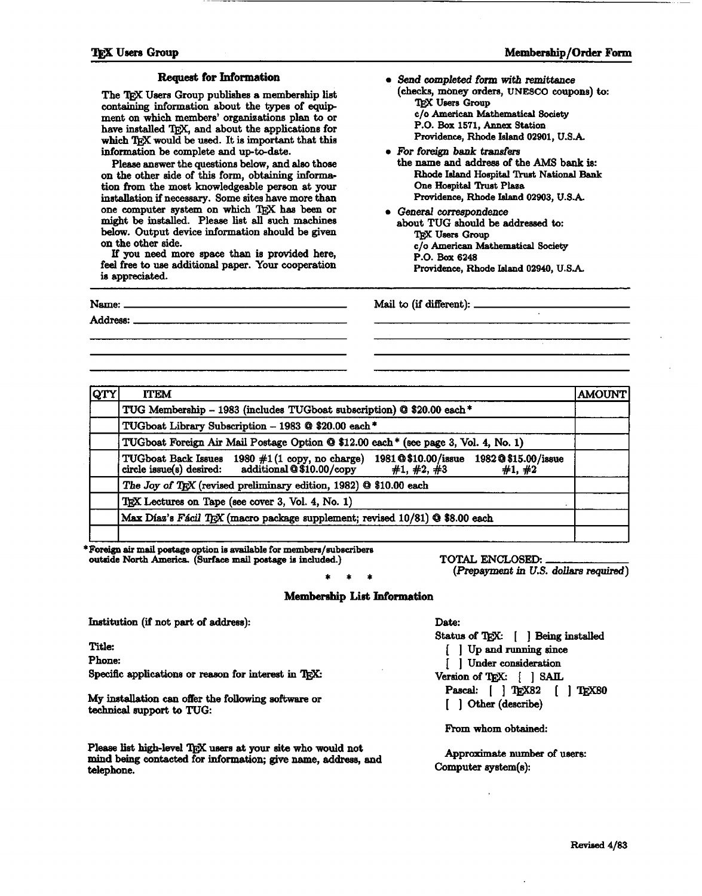## Request for Information

The TEX Users Group publishes a membership list containing information about the types of equipment on which members' organizations plan to or have installed TEX, and about the applications for which TEX would be used. It is important that this information be complete and up-to-date.

Please answer the questions below, and also those on the other side of this form, obtaining information from the most knowledgeable person at your installation if necessary. Some sites have more than one computer system on which TEX has been or might be installed. Please list all such machines below. Output device information should be given on the other side.

If you need more space than is provided here, feel free to use additional paper. Your cooperation is appreciated.

- *Send completed form with remittance* (checks, money orders, UNESCO coupons) to:
  TEX Users Group
  c/o American Mathematical Society
  P.O. Box 1571, Annex Station
  Providence, Rhode Island 02901, U.S.A.
- *For foreign bank transfers* the name and address of the AMS bank is:
  Rhode Island Hospital Trust National Bank
  One Hospital Trust Plaza
  Providence, Rhode Island 02903, U.S.A.
- *General correspondence* about TUG should be addressed to:
  TEX Users Group
  c/o American Mathematical Society
  P.O. Box 6248
  Providence, Rhode Island 02940, U.S.A.

Name: ______________________

Address: ______________________

Mail to (if different): ______________________

| QTY | ITEM | AMOUNT |
|---|---|---|
| | TUG Membership – 1983 (includes TUGboat subscription) @ $20.00 each* | |
| | TUGboat Library Subscription – 1983 @ $20.00 each* | |
| | TUGboat Foreign Air Mail Postage Option @ $12.00 each* (see page 3, Vol. 4, No. 1) | |
| | TUGboat Back Issues 1980 #1 (1 copy, no charge) 1981 @ $10.00/issue 1982 @ $15.00/issue<br>circle issue(s) desired: additional @ $10.00/copy #1, #2, #3 #1, #2 | |
| | *The Joy of TEX* (revised preliminary edition, 1982) @ $10.00 each | |
| | TEX Lectures on Tape (see cover 3, Vol. 4, No. 1) | |
| | Max Díaz's *Fácil TEX* (macro package supplement; revised 10/81) @ $8.00 each | |
| | | |

*Foreign air mail postage option is available for members/subscribers outside North America. (Surface mail postage is included.)

TOTAL ENCLOSED: ____________
(*Prepayment in U.S. dollars required*)

\* \* \*

## Membership List Information

Institution (if not part of address):

Title:

Phone:

Specific applications or reason for interest in TEX:

My installation can offer the following software or technical support to TUG:

Please list high-level TEX users at your site who would not mind being contacted for information; give name, address, and telephone.

Date:

Status of TEX: [ ] Being installed
[ ] Up and running since
[ ] Under consideration

Version of TEX: [ ] SAIL
Pascal: [ ] TEX82 [ ] TEX80
[ ] Other (describe)

From whom obtained:

Approximate number of users:

Computer system(s):

Revised 4/83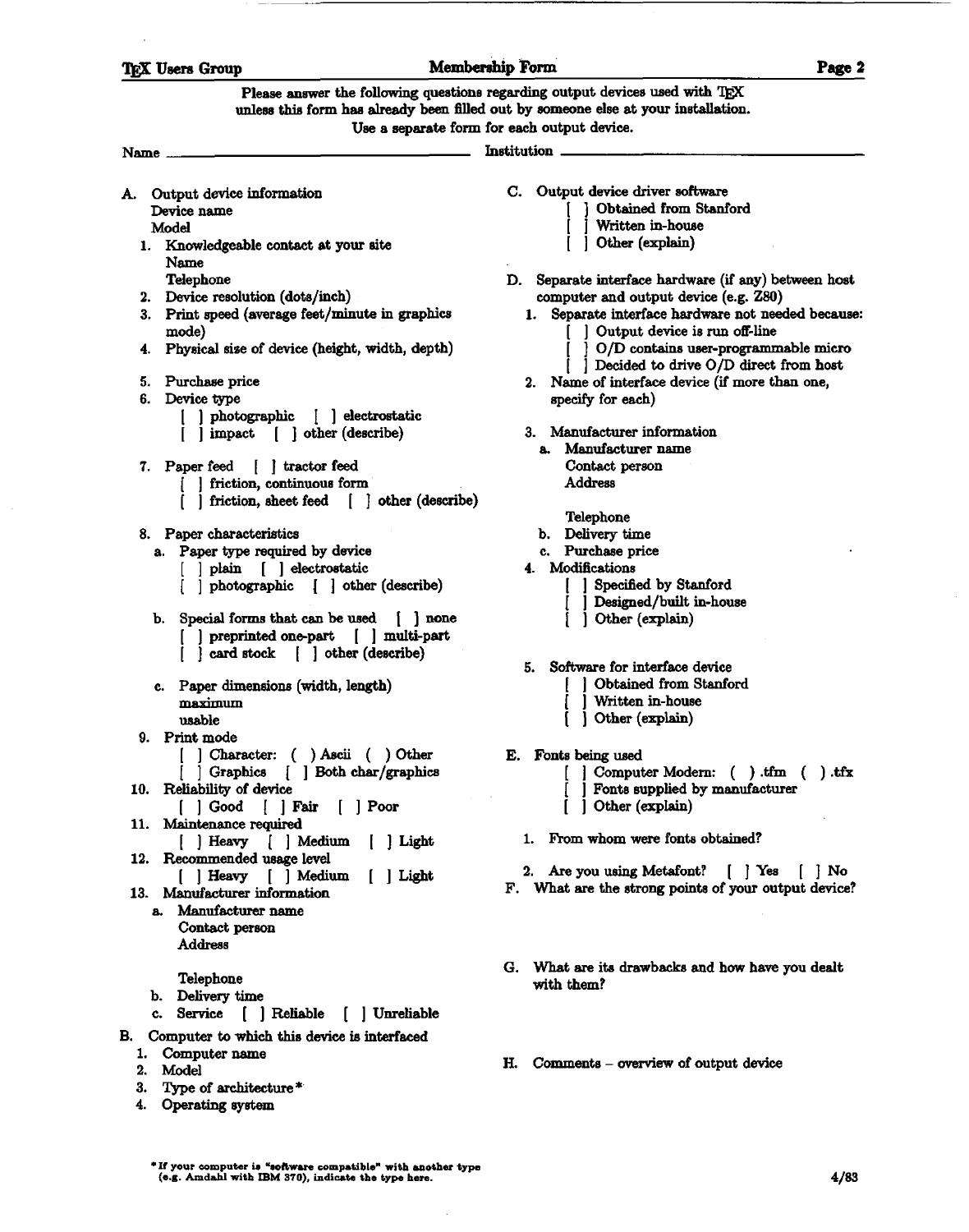**TeX Users Group — Membership Form**

Please answer the following questions regarding output devices used with TeX unless this form has already been filled out by someone else at your installation.
Use a separate form for each output device.

Name ____________________ Institution ____________________

A. Output device information
   Device name
   Model
   1. Knowledgeable contact at your site
      Name
      Telephone
   2. Device resolution (dots/inch)
   3. Print speed (average feet/minute in graphics mode)
   4. Physical size of device (height, width, depth)
   5. Purchase price
   6. Device type
      [ ] photographic [ ] electrostatic
      [ ] impact [ ] other (describe)
   7. Paper feed [ ] tractor feed
      [ ] friction, continuous form
      [ ] friction, sheet feed [ ] other (describe)
   8. Paper characteristics
      a. Paper type required by device
         [ ] plain [ ] electrostatic
         [ ] photographic [ ] other (describe)
      b. Special forms that can be used [ ] none
         [ ] preprinted one-part [ ] multi-part
         [ ] card stock [ ] other (describe)
      c. Paper dimensions (width, length)
         maximum
         usable
   9. Print mode
      [ ] Character: ( ) Ascii ( ) Other
      [ ] Graphics [ ] Both char/graphics
   10. Reliability of device
      [ ] Good [ ] Fair [ ] Poor
   11. Maintenance required
      [ ] Heavy [ ] Medium [ ] Light
   12. Recommended usage level
      [ ] Heavy [ ] Medium [ ] Light
   13. Manufacturer information
      a. Manufacturer name
         Contact person
         Address

         Telephone
      b. Delivery time
      c. Service [ ] Reliable [ ] Unreliable

B. Computer to which this device is interfaced
   1. Computer name
   2. Model
   3. Type of architecture*
   4. Operating system

C. Output device driver software
   [ ] Obtained from Stanford
   [ ] Written in-house
   [ ] Other (explain)

D. Separate interface hardware (if any) between host computer and output device (e.g. Z80)
   1. Separate interface hardware not needed because:
      [ ] Output device is run off-line
      [ ] O/D contains user-programmable micro
      [ ] Decided to drive O/D direct from host
   2. Name of interface device (if more than one, specify for each)
   3. Manufacturer information
      a. Manufacturer name
         Contact person
         Address

         Telephone
      b. Delivery time
      c. Purchase price
   4. Modifications
      [ ] Specified by Stanford
      [ ] Designed/built in-house
      [ ] Other (explain)
   5. Software for interface device
      [ ] Obtained from Stanford
      [ ] Written in-house
      [ ] Other (explain)

E. Fonts being used
   [ ] Computer Modern: ( ) .tfm ( ) .tfx
   [ ] Fonts supplied by manufacturer
   [ ] Other (explain)
   1. From whom were fonts obtained?
   2. Are you using Metafont? [ ] Yes [ ] No

F. What are the strong points of your output device?

G. What are its drawbacks and how have you dealt with them?

H. Comments – overview of output device

*If your computer is "software compatible" with another type (e.g. Amdahl with IBM 370), indicate the type here.

4/83